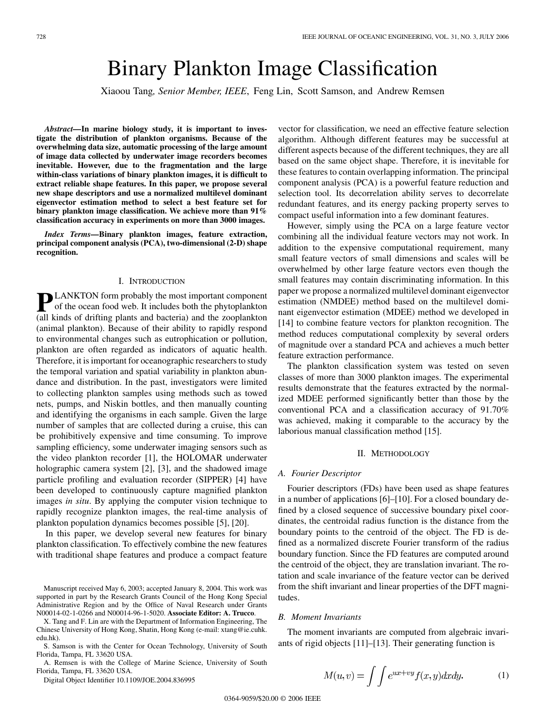# Binary Plankton Image Classification

Xiaoou Tang, *Senior Member, IEEE*, Feng Lin, Scott Samson, and Andrew Remsen

***Abstract*—In marine biology study, it is important to investigate the distribution of plankton organisms. Because of the overwhelming data size, automatic processing of the large amount of image data collected by underwater image recorders becomes inevitable. However, due to the fragmentation and the large within-class variations of binary plankton images, it is difficult to extract reliable shape features. In this paper, we propose several new shape descriptors and use a normalized multilevel dominant eigenvector estimation method to select a best feature set for binary plankton image classification. We achieve more than 91% classification accuracy in experiments on more than 3000 images.**

***Index Terms*—Binary plankton images, feature extraction, principal component analysis (PCA), two-dimensional (2-D) shape recognition.**

## I. Introduction

**P**LANKTON form probably the most important component of the ocean food web. It includes both the phytoplankton (all kinds of drifting plants and bacteria) and the zooplankton (animal plankton). Because of their ability to rapidly respond to environmental changes such as eutrophication or pollution, plankton are often regarded as indicators of aquatic health. Therefore, it is important for oceanographic researchers to study the temporal variation and spatial variability in plankton abundance and distribution. In the past, investigators were limited to collecting plankton samples using methods such as towed nets, pumps, and Niskin bottles, and then manually counting and identifying the organisms in each sample. Given the large number of samples that are collected during a cruise, this can be prohibitively expensive and time consuming. To improve sampling efficiency, some underwater imaging sensors such as the video plankton recorder [1], the HOLOMAR underwater holographic camera system [2], [3], and the shadowed image particle profiling and evaluation recorder (SIPPER) [4] have been developed to continuously capture magnified plankton images *in situ*. By applying the computer vision technique to rapidly recognize plankton images, the real-time analysis of plankton population dynamics becomes possible [5], [20].

In this paper, we develop several new features for binary plankton classification. To effectively combine the new features with traditional shape features and produce a compact feature vector for classification, we need an effective feature selection algorithm. Although different features may be successful at different aspects because of the different techniques, they are all based on the same object shape. Therefore, it is inevitable for these features to contain overlapping information. The principal component analysis (PCA) is a powerful feature reduction and selection tool. Its decorrelation ability serves to decorrelate redundant features, and its energy packing property serves to compact useful information into a few dominant features.

However, simply using the PCA on a large feature vector combining all the individual feature vectors may not work. In addition to the expensive computational requirement, many small feature vectors of small dimensions and scales will be overwhelmed by other large feature vectors even though the small features may contain discriminating information. In this paper we propose a normalized multilevel dominant eigenvector estimation (NMDEE) method based on the multilevel dominant eigenvector estimation (MDEE) method we developed in [14] to combine feature vectors for plankton recognition. The method reduces computational complexity by several orders of magnitude over a standard PCA and achieves a much better feature extraction performance.

The plankton classification system was tested on seven classes of more than 3000 plankton images. The experimental results demonstrate that the features extracted by the normalized MDEE performed significantly better than those by the conventional PCA and a classification accuracy of 91.70% was achieved, making it comparable to the accuracy by the laborious manual classification method [15].

## II. Methodology

### A. Fourier Descriptor

Fourier descriptors (FDs) have been used as shape features in a number of applications [6]–[10]. For a closed boundary defined by a closed sequence of successive boundary pixel coordinates, the centroidal radius function is the distance from the boundary points to the centroid of the object. The FD is defined as a normalized discrete Fourier transform of the radius boundary function. Since the FD features are computed around the centroid of the object, they are translation invariant. The rotation and scale invariance of the feature vector can be derived from the shift invariant and linear properties of the DFT magnitudes.

### B. Moment Invariants

The moment invariants are computed from algebraic invariants of rigid objects [11]–[13]. Their generating function is

$$M(u,v) = \int\int e^{ux+vy} f(x,y)dxdy. \quad (1)$$

Manuscript received May 6, 2003; accepted January 8, 2004. This work was supported in part by the Research Grants Council of the Hong Kong Special Administrative Region and by the Office of Naval Research under Grants N00014-02-1-0266 and N00014-96-1-5020. **Associate Editor: A. Trucco**.

X. Tang and F. Lin are with the Department of Information Engineering, The Chinese University of Hong Kong, Shatin, Hong Kong (e-mail: xtang@ie.cuhk.edu.hk).

S. Samson is with the Center for Ocean Technology, University of South Florida, Tampa, FL 33620 USA.

A. Remsen is with the College of Marine Science, University of South Florida, Tampa, FL 33620 USA.

Digital Object Identifier 10.1109/JOE.2004.836995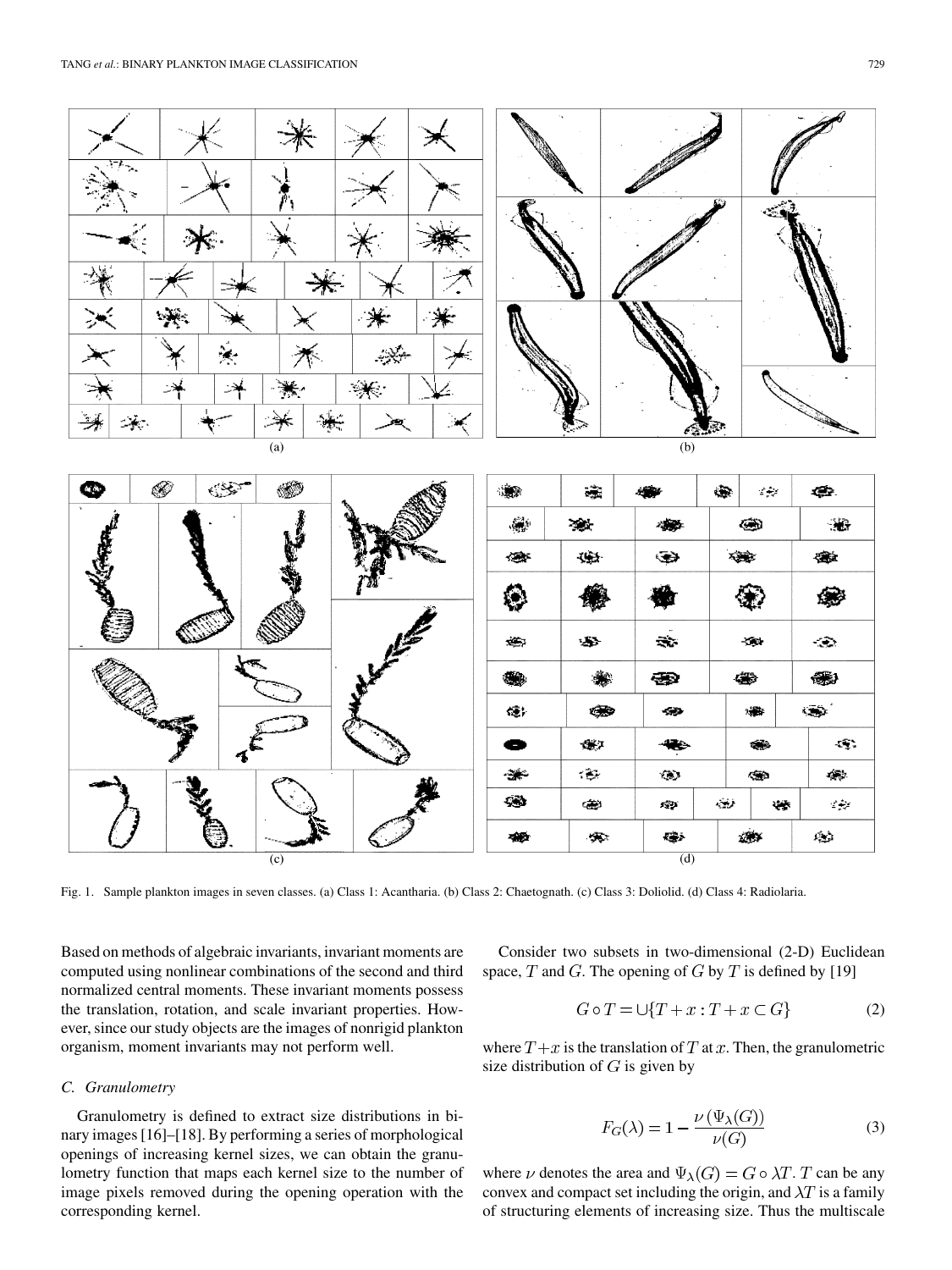Fig. 1. Sample plankton images in seven classes. (a) Class 1: Acantharia. (b) Class 2: Chaetognath. (c) Class 3: Doliolid. (d) Class 4: Radiolaria.

Based on methods of algebraic invariants, invariant moments are computed using nonlinear combinations of the second and third normalized central moments. These invariant moments possess the translation, rotation, and scale invariant properties. However, since our study objects are the images of nonrigid plankton organism, moment invariants may not perform well.

### C. Granulometry

Granulometry is defined to extract size distributions in binary images [16]–[18]. By performing a series of morphological openings of increasing kernel sizes, we can obtain the granulometry function that maps each kernel size to the number of image pixels removed during the opening operation with the corresponding kernel.

Consider two subsets in two-dimensional (2-D) Euclidean space, $T$ and $G$. The opening of $G$ by $T$ is defined by [19]

$$G \circ T = \cup \{T + x : T + x \subset G\} \tag{2}$$

where $T+x$ is the translation of $T$ at $x$. Then, the granulometric size distribution of $G$ is given by

$$F_G(\lambda) = 1 - \frac{\nu\left(\Psi_\lambda(G)\right)}{\nu(G)} \tag{3}$$

where $\nu$ denotes the area and $\Psi_\lambda(G) = G \circ \lambda T$. $T$ can be any convex and compact set including the origin, and $\lambda T$ is a family of structuring elements of increasing size. Thus the multiscale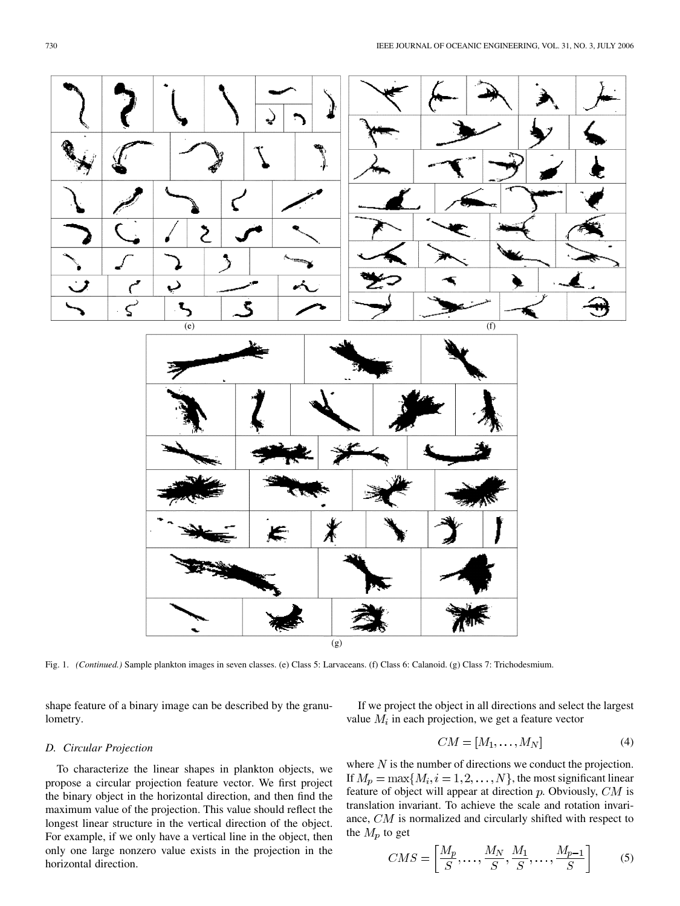Fig. 1. *(Continued.)* Sample plankton images in seven classes. (e) Class 5: Larvaceans. (f) Class 6: Calanoid. (g) Class 7: Trichodesmium.

shape feature of a binary image can be described by the granulometry.

### D. Circular Projection

To characterize the linear shapes in plankton objects, we propose a circular projection feature vector. We first project the binary object in the horizontal direction, and then find the maximum value of the projection. This value should reflect the longest linear structure in the vertical direction of the object. For example, if we only have a vertical line in the object, then only one large nonzero value exists in the projection in the horizontal direction.

If we project the object in all directions and select the largest value $M_i$ in each projection, we get a feature vector

$$CM = [M_1, \ldots, M_N] \tag{4}$$

where $N$ is the number of directions we conduct the projection. If $M_p = \max\{M_i, i = 1, 2, \ldots, N\}$, the most significant linear feature of object will appear at direction $p$. Obviously, $CM$ is translation invariant. To achieve the scale and rotation invariance, $CM$ is normalized and circularly shifted with respect to the $M_p$ to get

$$CMS = \left[\frac{M_p}{S}, \ldots, \frac{M_N}{S}, \frac{M_1}{S}, \ldots, \frac{M_{p-1}}{S}\right] \tag{5}$$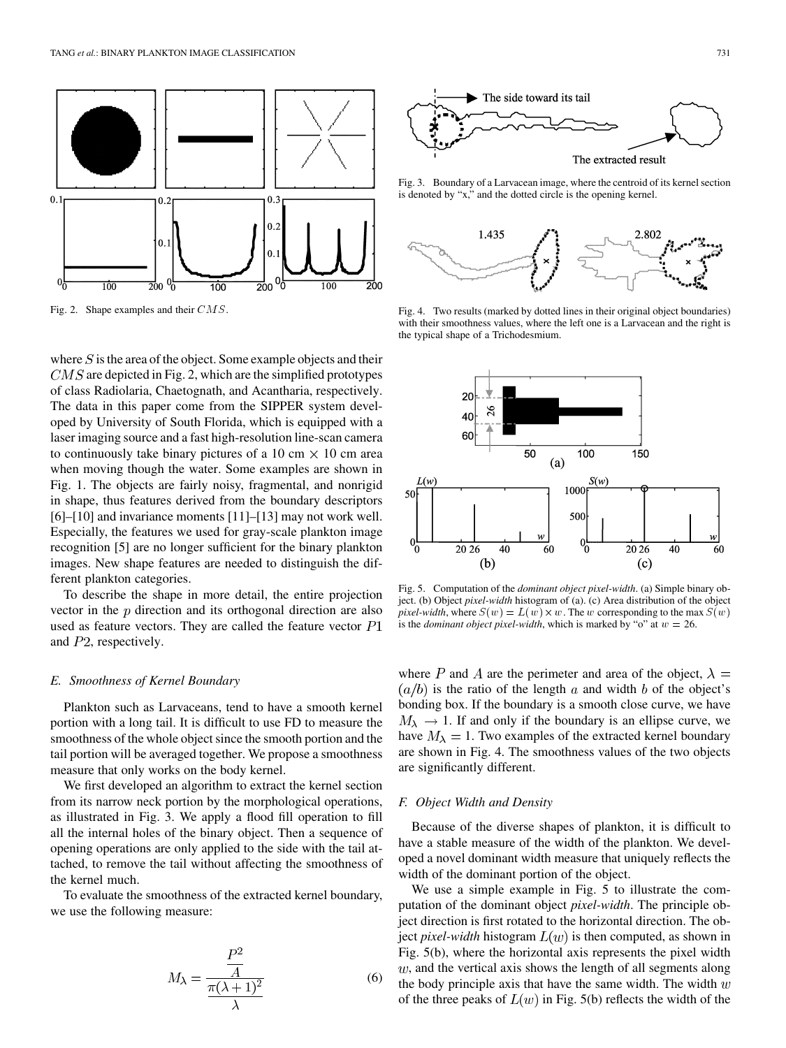Fig. 2. Shape examples and their $CMS$.

where $S$ is the area of the object. Some example objects and their $CMS$ are depicted in Fig. 2, which are the simplified prototypes of class Radiolaria, Chaetognath, and Acantharia, respectively. The data in this paper come from the SIPPER system developed by University of South Florida, which is equipped with a laser imaging source and a fast high-resolution line-scan camera to continuously take binary pictures of a 10 cm $\times$ 10 cm area when moving though the water. Some examples are shown in Fig. 1. The objects are fairly noisy, fragmental, and nonrigid in shape, thus features derived from the boundary descriptors [6]–[10] and invariance moments [11]–[13] may not work well. Especially, the features we used for gray-scale plankton image recognition [5] are no longer sufficient for the binary plankton images. New shape features are needed to distinguish the different plankton categories.

To describe the shape in more detail, the entire projection vector in the $p$ direction and its orthogonal direction are also used as feature vectors. They are called the feature vector $P1$ and $P2$, respectively.

### E. Smoothness of Kernel Boundary

Plankton such as Larvaceans, tend to have a smooth kernel portion with a long tail. It is difficult to use FD to measure the smoothness of the whole object since the smooth portion and the tail portion will be averaged together. We propose a smoothness measure that only works on the body kernel.

We first developed an algorithm to extract the kernel section from its narrow neck portion by the morphological operations, as illustrated in Fig. 3. We apply a flood fill operation to fill all the internal holes of the binary object. Then a sequence of opening operations are only applied to the side with the tail attached, to remove the tail without affecting the smoothness of the kernel much.

To evaluate the smoothness of the extracted kernel boundary, we use the following measure:

$$M_\lambda = \frac{\dfrac{P^2}{A}}{\dfrac{\pi(\lambda+1)^2}{\lambda}} \tag{6}$$

Fig. 3. Boundary of a Larvacean image, where the centroid of its kernel section is denoted by "x," and the dotted circle is the opening kernel.

Fig. 4. Two results (marked by dotted lines in their original object boundaries) with their smoothness values, where the left one is a Larvacean and the right is the typical shape of a Trichodesmium.

Fig. 5. Computation of the *dominant object pixel-width*. (a) Simple binary object. (b) Object *pixel-width* histogram of (a). (c) Area distribution of the object *pixel-width*, where $S(w) = L(w) \times w$. The $w$ corresponding to the max $S(w)$ is the *dominant object pixel-width*, which is marked by "o" at $w = 26$.

where $P$ and $A$ are the perimeter and area of the object, $\lambda = (a/b)$ is the ratio of the length $a$ and width $b$ of the object's bonding box. If the boundary is a smooth close curve, we have $M_\lambda \rightarrow 1$. If and only if the boundary is an ellipse curve, we have $M_\lambda = 1$. Two examples of the extracted kernel boundary are shown in Fig. 4. The smoothness values of the two objects are significantly different.

### F. Object Width and Density

Because of the diverse shapes of plankton, it is difficult to have a stable measure of the width of the plankton. We developed a novel dominant width measure that uniquely reflects the width of the dominant portion of the object.

We use a simple example in Fig. 5 to illustrate the computation of the dominant object *pixel-width*. The principle object direction is first rotated to the horizontal direction. The object *pixel-width* histogram $L(w)$ is then computed, as shown in Fig. 5(b), where the horizontal axis represents the pixel width $w$, and the vertical axis shows the length of all segments along the body principle axis that have the same width. The width $w$ of the three peaks of $L(w)$ in Fig. 5(b) reflects the width of the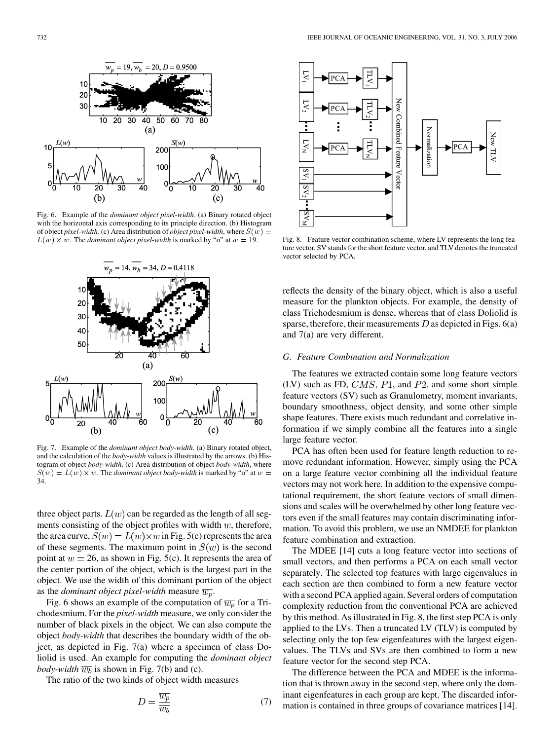Fig. 6. Example of the *dominant object pixel-width*. (a) Binary rotated object with the horizontal axis corresponding to its principle direction. (b) Histogram of object *pixel-width*. (c) Area distribution of *object pixel-width*, where $S(w) = L(w) \times w$. The *dominant object pixel-width* is marked by "o" at $w = 19$.

Fig. 7. Example of the *dominant object body-width*. (a) Binary rotated object, and the calculation of the *body-width* values is illustrated by the arrows. (b) Histogram of object *body-width*. (c) Area distribution of object *body-width*, where $S(w) = L(w) \times w$. The *dominant object body-width* is marked by "o" at $w = 34$.

three object parts. $L(w)$ can be regarded as the length of all segments consisting of the object profiles with width $w$, therefore, the area curve, $S(w) = L(w) \times w$ in Fig. 5(c) represents the area of these segments. The maximum point in $S(w)$ is the second point at $w = 26$, as shown in Fig. 5(c). It represents the area of the center portion of the object, which is the largest part in the object. We use the width of this dominant portion of the object as the *dominant object pixel-width* measure $\overline{w_p}$.

Fig. 6 shows an example of the computation of $\overline{w_p}$ for a Trichodesmium. For the *pixel-width* measure, we only consider the number of black pixels in the object. We can also compute the object *body-width* that describes the boundary width of the object, as depicted in Fig. 7(a) where a specimen of class Doliolid is used. An example for computing the *dominant object body-width* $\overline{w_b}$ is shown in Fig. 7(b) and (c).

The ratio of the two kinds of object width measures

$$D = \frac{\overline{w_p}}{\overline{w_b}} \tag{7}$$

reflects the density of the binary object, which is also a useful measure for the plankton objects. For example, the density of class Trichodesmium is dense, whereas that of class Doliolid is sparse, therefore, their measurements $D$ as depicted in Figs. 6(a) and 7(a) are very different.

Fig. 8. Feature vector combination scheme, where LV represents the long feature vector, SV stands for the short feature vector, and TLV denotes the truncated vector selected by PCA.

### *G. Feature Combination and Normalization*

The features we extracted contain some long feature vectors (LV) such as FD, $CMS$, $P1$, and $P2$, and some short simple feature vectors (SV) such as Granulometry, moment invariants, boundary smoothness, object density, and some other simple shape features. There exists much redundant and correlative information if we simply combine all the features into a single large feature vector.

PCA has often been used for feature length reduction to remove redundant information. However, simply using the PCA on a large feature vector combining all the individual feature vectors may not work here. In addition to the expensive computational requirement, the short feature vectors of small dimensions and scales will be overwhelmed by other long feature vectors even if the small features may contain discriminating information. To avoid this problem, we use an NMDEE for plankton feature combination and extraction.

The MDEE [14] cuts a long feature vector into sections of small vectors, and then performs a PCA on each small vector separately. The selected top features with large eigenvalues in each section are then combined to form a new feature vector with a second PCA applied again. Several orders of computation complexity reduction from the conventional PCA are achieved by this method. As illustrated in Fig. 8, the first step PCA is only applied to the LVs. Then a truncated LV (TLV) is computed by selecting only the top few eigenfeatures with the largest eigenvalues. The TLVs and SVs are then combined to form a new feature vector for the second step PCA.

The difference between the PCA and MDEE is the information that is thrown away in the second step, where only the dominant eigenfeatures in each group are kept. The discarded information is contained in three groups of covariance matrices [14].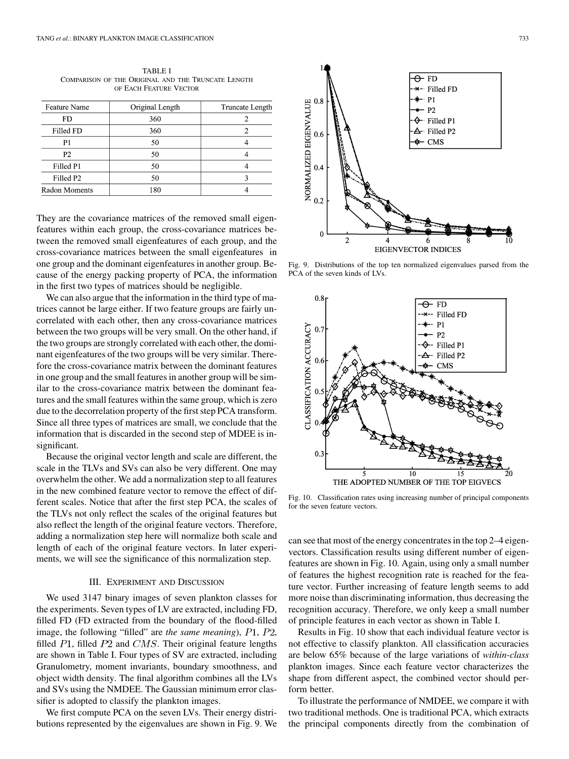TABLE I
COMPARISON OF THE ORIGINAL AND THE TRUNCATE LENGTH OF EACH FEATURE VECTOR

| Feature Name | Original Length | Truncate Length |
|---|---|---|
| FD | 360 | 2 |
| Filled FD | 360 | 2 |
| P1 | 50 | 4 |
| P2 | 50 | 4 |
| Filled P1 | 50 | 4 |
| Filled P2 | 50 | 3 |
| Radon Moments | 180 | 4 |

They are the covariance matrices of the removed small eigenfeatures within each group, the cross-covariance matrices between the removed small eigenfeatures of each group, and the cross-covariance matrices between the small eigenfeatures in one group and the dominant eigenfeatures in another group. Because of the energy packing property of PCA, the information in the first two types of matrices should be negligible.

We can also argue that the information in the third type of matrices cannot be large either. If two feature groups are fairly uncorrelated with each other, then any cross-covariance matrices between the two groups will be very small. On the other hand, if the two groups are strongly correlated with each other, the dominant eigenfeatures of the two groups will be very similar. Therefore the cross-covariance matrix between the dominant features in one group and the small features in another group will be similar to the cross-covariance matrix between the dominant features and the small features within the same group, which is zero due to the decorrelation property of the first step PCA transform. Since all three types of matrices are small, we conclude that the information that is discarded in the second step of MDEE is insignificant.

Because the original vector length and scale are different, the scale in the TLVs and SVs can also be very different. One may overwhelm the other. We add a normalization step to all features in the new combined feature vector to remove the effect of different scales. Notice that after the first step PCA, the scales of the TLVs not only reflect the scales of the original features but also reflect the length of the original feature vectors. Therefore, adding a normalization step here will normalize both scale and length of each of the original feature vectors. In later experiments, we will see the significance of this normalization step.

## III. Experiment and Discussion

We used 3147 binary images of seven plankton classes for the experiments. Seven types of LV are extracted, including FD, filled FD (FD extracted from the boundary of the flood-filled image, the following "filled" are *the same meaning*), $P1$, $P2$, filled $P1$, filled $P2$ and $CMS$. Their original feature lengths are shown in Table I. Four types of SV are extracted, including Granulometry, moment invariants, boundary smoothness, and object width density. The final algorithm combines all the LVs and SVs using the NMDEE. The Gaussian minimum error classifier is adopted to classify the plankton images.

We first compute PCA on the seven LVs. Their energy distributions represented by the eigenvalues are shown in Fig. 9. We can see that most of the energy concentrates in the top 2–4 eigenvectors. Classification results using different number of eigenfeatures are shown in Fig. 10. Again, using only a small number of features the highest recognition rate is reached for the feature vector. Further increasing of feature length seems to add more noise than discriminating information, thus decreasing the recognition accuracy. Therefore, we only keep a small number of principle features in each vector as shown in Table I.

NORMALIZED EIGENVALUE
EIGENVECTOR INDICES
FD, Filled FD, P1, P2, Filled P1, Filled P2, CMS

Fig. 9. Distributions of the top ten normalized eigenvalues parsed from the PCA of the seven kinds of LVs.

CLASSIFICATION ACCURACY
THE ADOPTED NUMBER OF THE TOP EIGVECS
FD, Filled FD, P1, P2, Filled P1, Filled P2, CMS

Fig. 10. Classification rates using increasing number of principal components for the seven feature vectors.

Results in Fig. 10 show that each individual feature vector is not effective to classify plankton. All classification accuracies are below 65% because of the large variations of *within-class* plankton images. Since each feature vector characterizes the shape from different aspect, the combined vector should perform better.

To illustrate the performance of NMDEE, we compare it with two traditional methods. One is traditional PCA, which extracts the principal components directly from the combination of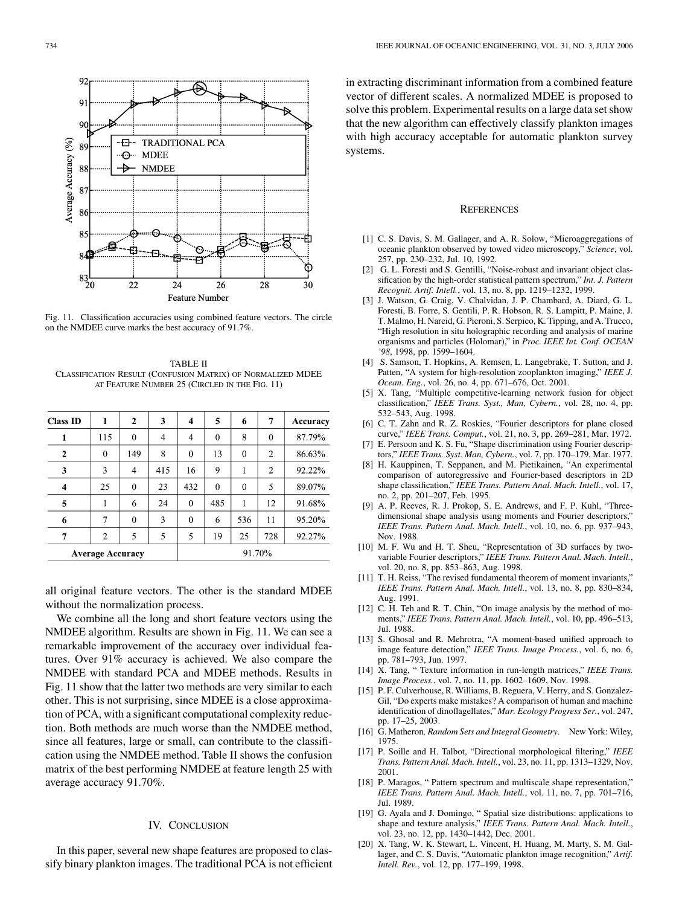Fig. 11. Classification accuracies using combined feature vectors. The circle on the NMDEE curve marks the best accuracy of 91.7%.

TABLE II
CLASSIFICATION RESULT (CONFUSION MATRIX) OF NORMALIZED MDEE AT FEATURE NUMBER 25 (CIRCLED IN THE FIG. 11)

| Class ID | 1 | 2 | 3 | 4 | 5 | 6 | 7 | Accuracy |
|---|---|---|---|---|---|---|---|---|
| **1** | 115 | 0 | 4 | 4 | 0 | 8 | 0 | 87.79% |
| **2** | 0 | 149 | 8 | 0 | 13 | 0 | 2 | 86.63% |
| **3** | 3 | 4 | 415 | 16 | 9 | 1 | 2 | 92.22% |
| **4** | 25 | 0 | 23 | 432 | 0 | 0 | 5 | 89.07% |
| **5** | 1 | 6 | 24 | 0 | 485 | 1 | 12 | 91.68% |
| **6** | 7 | 0 | 3 | 0 | 6 | 536 | 11 | 95.20% |
| **7** | 2 | 5 | 5 | 5 | 19 | 25 | 728 | 92.27% |
| **Average Accuracy** | | | | 91.70% | | | | |

all original feature vectors. The other is the standard MDEE without the normalization process.

We combine all the long and short feature vectors using the NMDEE algorithm. Results are shown in Fig. 11. We can see a remarkable improvement of the accuracy over individual features. Over 91% accuracy is achieved. We also compare the NMDEE with standard PCA and MDEE methods. Results in Fig. 11 show that the latter two methods are very similar to each other. This is not surprising, since MDEE is a close approximation of PCA, with a significant computational complexity reduction. Both methods are much worse than the NMDEE method, since all features, large or small, can contribute to the classification using the NMDEE method. Table II shows the confusion matrix of the best performing NMDEE at feature length 25 with average accuracy 91.70%.

## IV. CONCLUSION

In this paper, several new shape features are proposed to classify binary plankton images. The traditional PCA is not efficient in extracting discriminant information from a combined feature vector of different scales. A normalized MDEE is proposed to solve this problem. Experimental results on a large data set show that the new algorithm can effectively classify plankton images with high accuracy acceptable for automatic plankton survey systems.

## REFERENCES

[1] C. S. Davis, S. M. Gallager, and A. R. Solow, "Microaggregations of oceanic plankton observed by towed video microscopy," *Science*, vol. 257, pp. 230–232, Jul. 10, 1992.

[2] G. L. Foresti and S. Gentilli, "Noise-robust and invariant object classification by the high-order statistical pattern spectrum," *Int. J. Pattern Recognit. Artif. Intell.*, vol. 13, no. 8, pp. 1219–1232, 1999.

[3] J. Watson, G. Craig, V. Chalvidan, J. P. Chambard, A. Diard, G. L. Foresti, B. Forre, S. Gentili, P. R. Hobson, R. S. Lampitt, P. Maine, J. T. Malmo, H. Nareid, G. Pieroni, S. Serpico, K. Tipping, and A. Trucco, "High resolution in situ holographic recording and analysis of marine organisms and particles (Holomar)," in *Proc. IEEE Int. Conf. OCEAN '98*, 1998, pp. 1599–1604.

[4] S. Samson, T. Hopkins, A. Remsen, L. Langebrake, T. Sutton, and J. Patten, "A system for high-resolution zooplankton imaging," *IEEE J. Ocean. Eng.*, vol. 26, no. 4, pp. 671–676, Oct. 2001.

[5] X. Tang, "Multiple competitive-learning network fusion for object classification," *IEEE Trans. Syst., Man, Cybern.*, vol. 28, no. 4, pp. 532–543, Aug. 1998.

[6] C. T. Zahn and R. Z. Roskies, "Fourier descriptors for plane closed curve," *IEEE Trans. Comput.*, vol. 21, no. 3, pp. 269–281, Mar. 1972.

[7] E. Persoon and K. S. Fu, "Shape discrimination using Fourier descriptors," *IEEE Trans. Syst. Man, Cybern.*, vol. 7, pp. 170–179, Mar. 1977.

[8] H. Kauppinen, T. Seppanen, and M. Pietikainen, "An experimental comparison of autoregressive and Fourier-based descriptors in 2D shape classification," *IEEE Trans. Pattern Anal. Mach. Intell.*, vol. 17, no. 2, pp. 201–207, Feb. 1995.

[9] A. P. Reeves, R. J. Prokop, S. E. Andrews, and F. P. Kuhl, "Three-dimensional shape analysis using moments and Fourier descriptors," *IEEE Trans. Pattern Anal. Mach. Intell.*, vol. 10, no. 6, pp. 937–943, Nov. 1988.

[10] M. F. Wu and H. T. Sheu, "Representation of 3D surfaces by two-variable Fourier descriptors," *IEEE Trans. Pattern Anal. Mach. Intell.*, vol. 20, no. 8, pp. 853–863, Aug. 1998.

[11] T. H. Reiss, "The revised fundamental theorem of moment invariants," *IEEE Trans. Pattern Anal. Mach. Intell.*, vol. 13, no. 8, pp. 830–834, Aug. 1991.

[12] C. H. Teh and R. T. Chin, "On image analysis by the method of moments," *IEEE Trans. Pattern Anal. Mach. Intell.*, vol. 10, pp. 496–513, Jul. 1988.

[13] S. Ghosal and R. Mehrotra, "A moment-based unified approach to image feature detection," *IEEE Trans. Image Process.*, vol. 6, no. 6, pp. 781–793, Jun. 1997.

[14] X. Tang, " Texture information in run-length matrices," *IEEE Trans. Image Process.*, vol. 7, no. 11, pp. 1602–1609, Nov. 1998.

[15] P. F. Culverhouse, R. Williams, B. Reguera, V. Herry, and S. Gonzalez-Gil, "Do experts make mistakes? A comparison of human and machine identification of dinoflagellates," *Mar. Ecology Progress Ser.*, vol. 247, pp. 17–25, 2003.

[16] G. Matheron, *Random Sets and Integral Geometry*. New York: Wiley, 1975.

[17] P. Soille and H. Talbot, "Directional morphological filtering," *IEEE Trans. Pattern Anal. Mach. Intell.*, vol. 23, no. 11, pp. 1313–1329, Nov. 2001.

[18] P. Maragos, " Pattern spectrum and multiscale shape representation," *IEEE Trans. Pattern Anal. Mach. Intell.*, vol. 11, no. 7, pp. 701–716, Jul. 1989.

[19] G. Ayala and J. Domingo, " Spatial size distributions: applications to shape and texture analysis," *IEEE Trans. Pattern Anal. Mach. Intell.*, vol. 23, no. 12, pp. 1430–1442, Dec. 2001.

[20] X. Tang, W. K. Stewart, L. Vincent, H. Huang, M. Marty, S. M. Gallager, and C. S. Davis, "Automatic plankton image recognition," *Artif. Intell. Rev.*, vol. 12, pp. 177–199, 1998.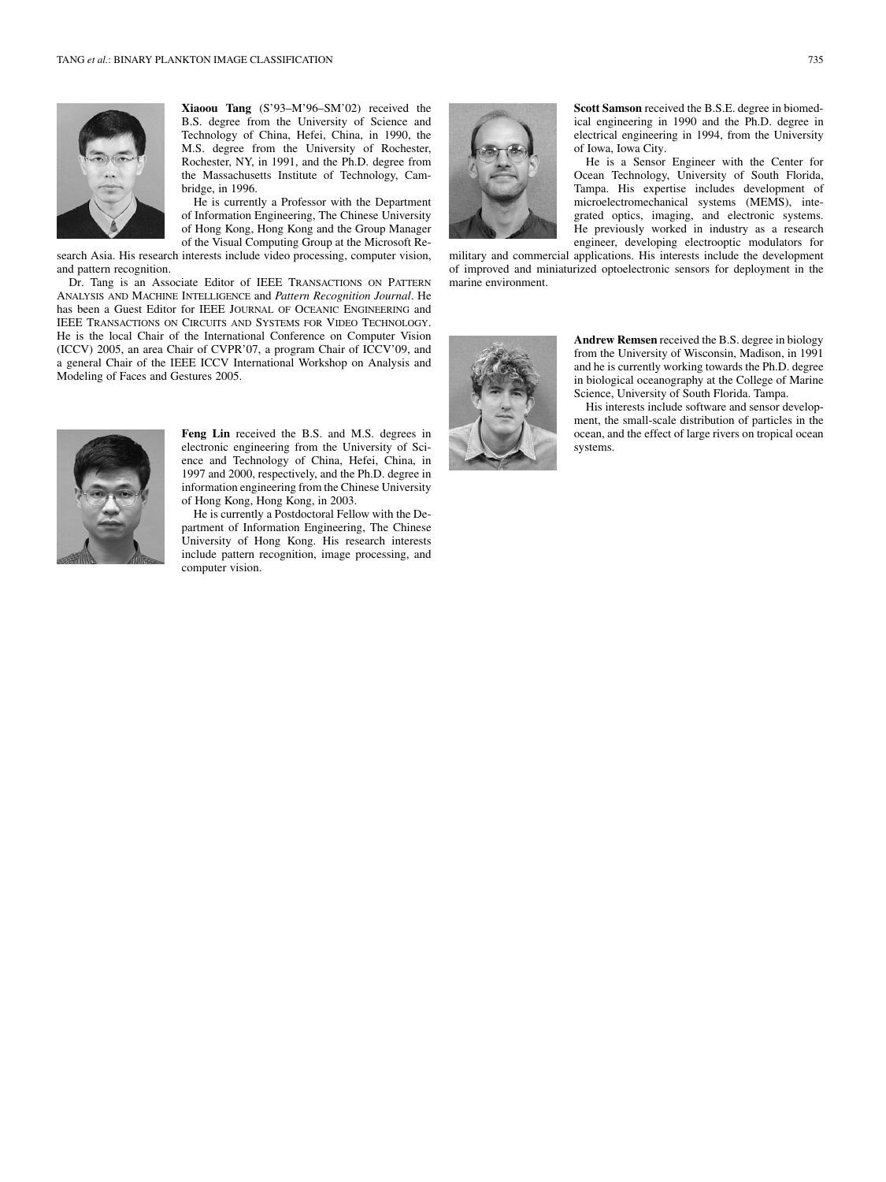**Xiaoou Tang** (S'93–M'96–SM'02) received the B.S. degree from the University of Science and Technology of China, Hefei, China, in 1990, the M.S. degree from the University of Rochester, Rochester, NY, in 1991, and the Ph.D. degree from the Massachusetts Institute of Technology, Cambridge, in 1996.

He is currently a Professor with the Department of Information Engineering, The Chinese University of Hong Kong, Hong Kong and the Group Manager of the Visual Computing Group at the Microsoft Research Asia. His research interests include video processing, computer vision, and pattern recognition.

Dr. Tang is an Associate Editor of IEEE TRANSACTIONS ON PATTERN ANALYSIS AND MACHINE INTELLIGENCE and *Pattern Recognition Journal*. He has been a Guest Editor for IEEE JOURNAL OF OCEANIC ENGINEERING and IEEE TRANSACTIONS ON CIRCUITS AND SYSTEMS FOR VIDEO TECHNOLOGY. He is the local Chair of the International Conference on Computer Vision (ICCV) 2005, an area Chair of CVPR'07, a program Chair of ICCV'09, and a general Chair of the IEEE ICCV International Workshop on Analysis and Modeling of Faces and Gestures 2005.

**Feng Lin** received the B.S. and M.S. degrees in electronic engineering from the University of Science and Technology of China, Hefei, China, in 1997 and 2000, respectively, and the Ph.D. degree in information engineering from the Chinese University of Hong Kong, Hong Kong, in 2003.

He is currently a Postdoctoral Fellow with the Department of Information Engineering, The Chinese University of Hong Kong. His research interests include pattern recognition, image processing, and computer vision.

**Scott Samson** received the B.S.E. degree in biomedical engineering in 1990 and the Ph.D. degree in electrical engineering in 1994, from the University of Iowa, Iowa City.

He is a Sensor Engineer with the Center for Ocean Technology, University of South Florida, Tampa. His expertise includes development of microelectromechanical systems (MEMS), integrated optics, imaging, and electronic systems. He previously worked in industry as a research engineer, developing electrooptic modulators for military and commercial applications. His interests include the development of improved and miniaturized optoelectronic sensors for deployment in the marine environment.

**Andrew Remsen** received the B.S. degree in biology from the University of Wisconsin, Madison, in 1991 and he is currently working towards the Ph.D. degree in biological oceanography at the College of Marine Science, University of South Florida. Tampa.

His interests include software and sensor development, the small-scale distribution of particles in the ocean, and the effect of large rivers on tropical ocean systems.